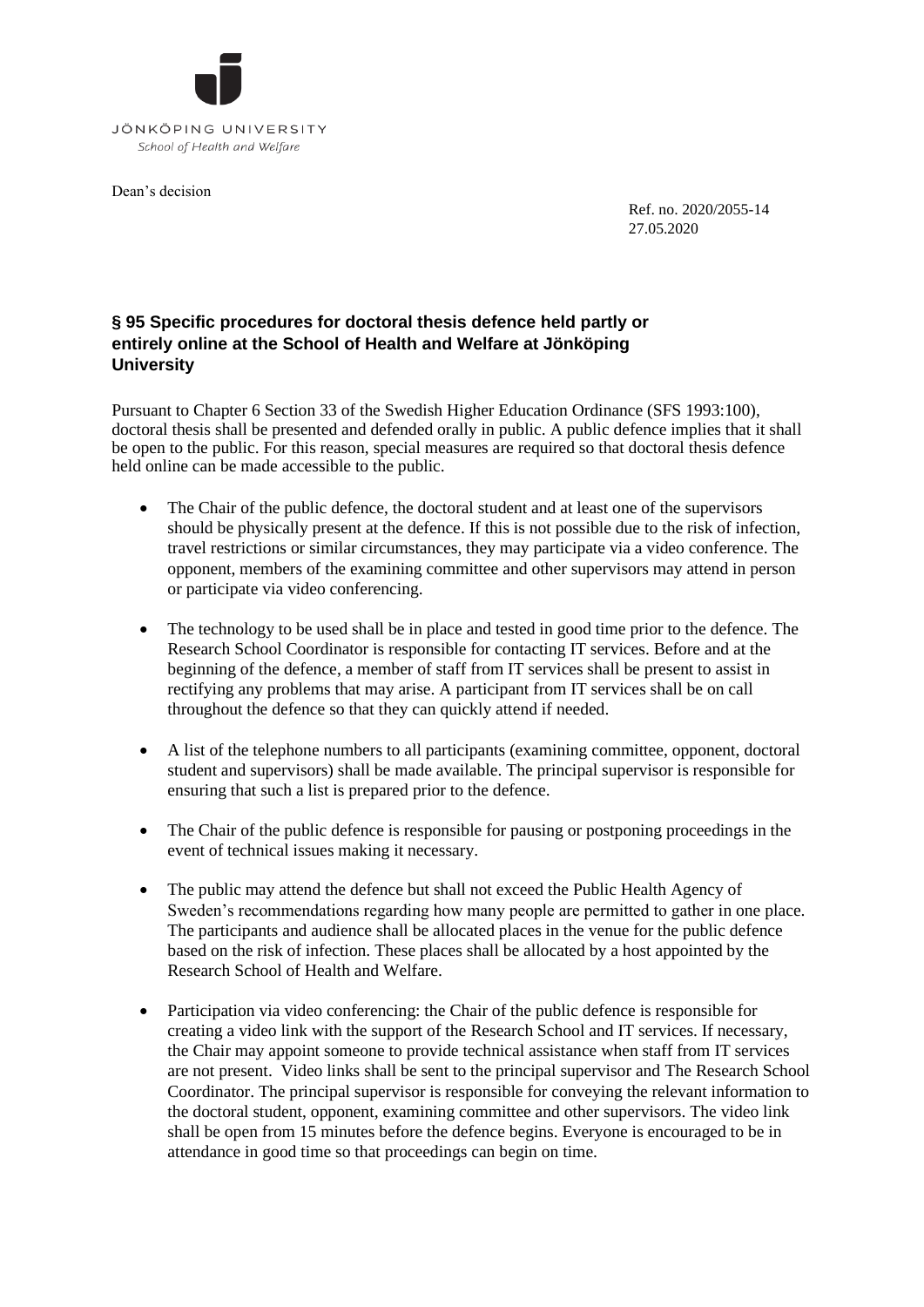JÖNKÖPING UNIVERSITY

*School of Health and Welfare*

Dean's decision

Ref. no. 2020/2055-14
27.05.2020

## § 95 Specific procedures for doctoral thesis defence held partly or entirely online at the School of Health and Welfare at Jönköping University

Pursuant to Chapter 6 Section 33 of the Swedish Higher Education Ordinance (SFS 1993:100), doctoral thesis shall be presented and defended orally in public. A public defence implies that it shall be open to the public. For this reason, special measures are required so that doctoral thesis defence held online can be made accessible to the public.

- The Chair of the public defence, the doctoral student and at least one of the supervisors should be physically present at the defence. If this is not possible due to the risk of infection, travel restrictions or similar circumstances, they may participate via a video conference. The opponent, members of the examining committee and other supervisors may attend in person or participate via video conferencing.
- The technology to be used shall be in place and tested in good time prior to the defence. The Research School Coordinator is responsible for contacting IT services. Before and at the beginning of the defence, a member of staff from IT services shall be present to assist in rectifying any problems that may arise. A participant from IT services shall be on call throughout the defence so that they can quickly attend if needed.
- A list of the telephone numbers to all participants (examining committee, opponent, doctoral student and supervisors) shall be made available. The principal supervisor is responsible for ensuring that such a list is prepared prior to the defence.
- The Chair of the public defence is responsible for pausing or postponing proceedings in the event of technical issues making it necessary.
- The public may attend the defence but shall not exceed the Public Health Agency of Sweden's recommendations regarding how many people are permitted to gather in one place. The participants and audience shall be allocated places in the venue for the public defence based on the risk of infection. These places shall be allocated by a host appointed by the Research School of Health and Welfare.
- Participation via video conferencing: the Chair of the public defence is responsible for creating a video link with the support of the Research School and IT services. If necessary, the Chair may appoint someone to provide technical assistance when staff from IT services are not present. Video links shall be sent to the principal supervisor and The Research School Coordinator. The principal supervisor is responsible for conveying the relevant information to the doctoral student, opponent, examining committee and other supervisors. The video link shall be open from 15 minutes before the defence begins. Everyone is encouraged to be in attendance in good time so that proceedings can begin on time.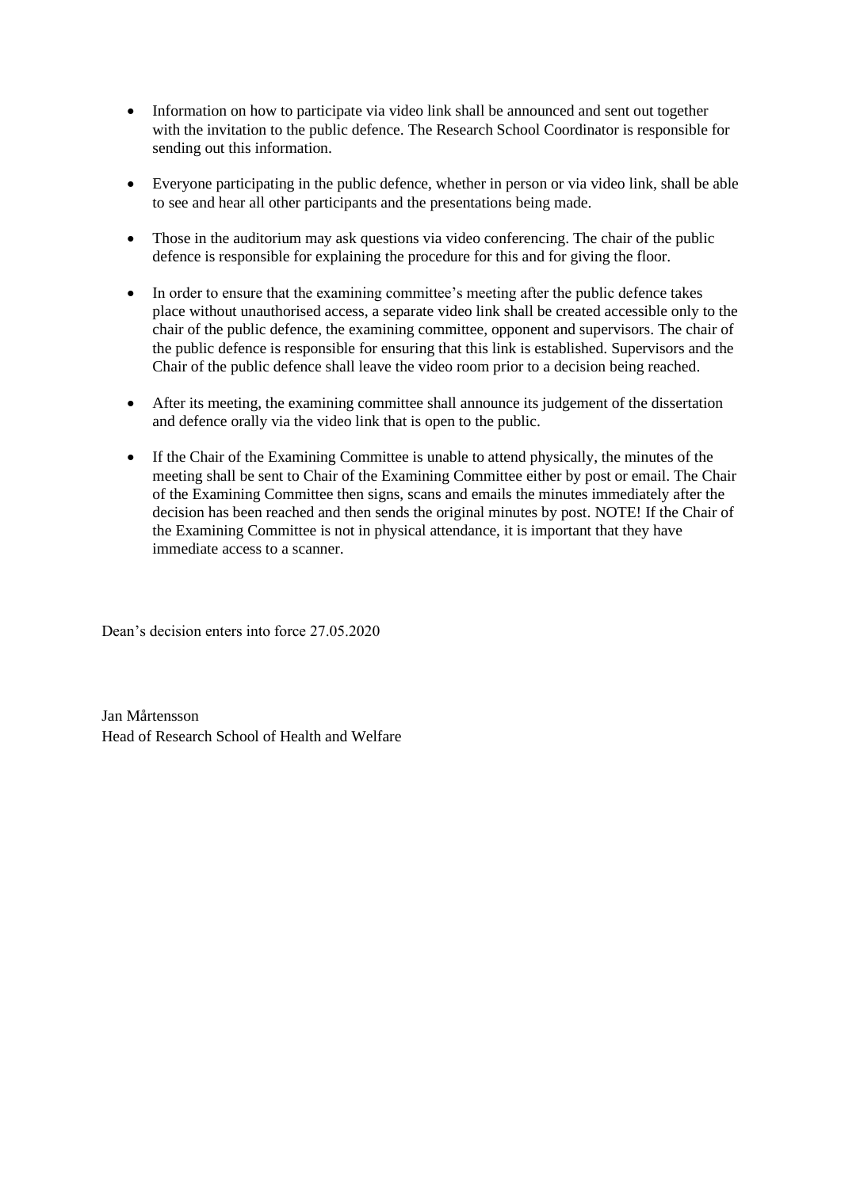- Information on how to participate via video link shall be announced and sent out together with the invitation to the public defence. The Research School Coordinator is responsible for sending out this information.

- Everyone participating in the public defence, whether in person or via video link, shall be able to see and hear all other participants and the presentations being made.

- Those in the auditorium may ask questions via video conferencing. The chair of the public defence is responsible for explaining the procedure for this and for giving the floor.

- In order to ensure that the examining committee's meeting after the public defence takes place without unauthorised access, a separate video link shall be created accessible only to the chair of the public defence, the examining committee, opponent and supervisors. The chair of the public defence is responsible for ensuring that this link is established. Supervisors and the Chair of the public defence shall leave the video room prior to a decision being reached.

- After its meeting, the examining committee shall announce its judgement of the dissertation and defence orally via the video link that is open to the public.

- If the Chair of the Examining Committee is unable to attend physically, the minutes of the meeting shall be sent to Chair of the Examining Committee either by post or email. The Chair of the Examining Committee then signs, scans and emails the minutes immediately after the decision has been reached and then sends the original minutes by post. NOTE! If the Chair of the Examining Committee is not in physical attendance, it is important that they have immediate access to a scanner.

Dean's decision enters into force 27.05.2020

Jan Mårtensson
Head of Research School of Health and Welfare